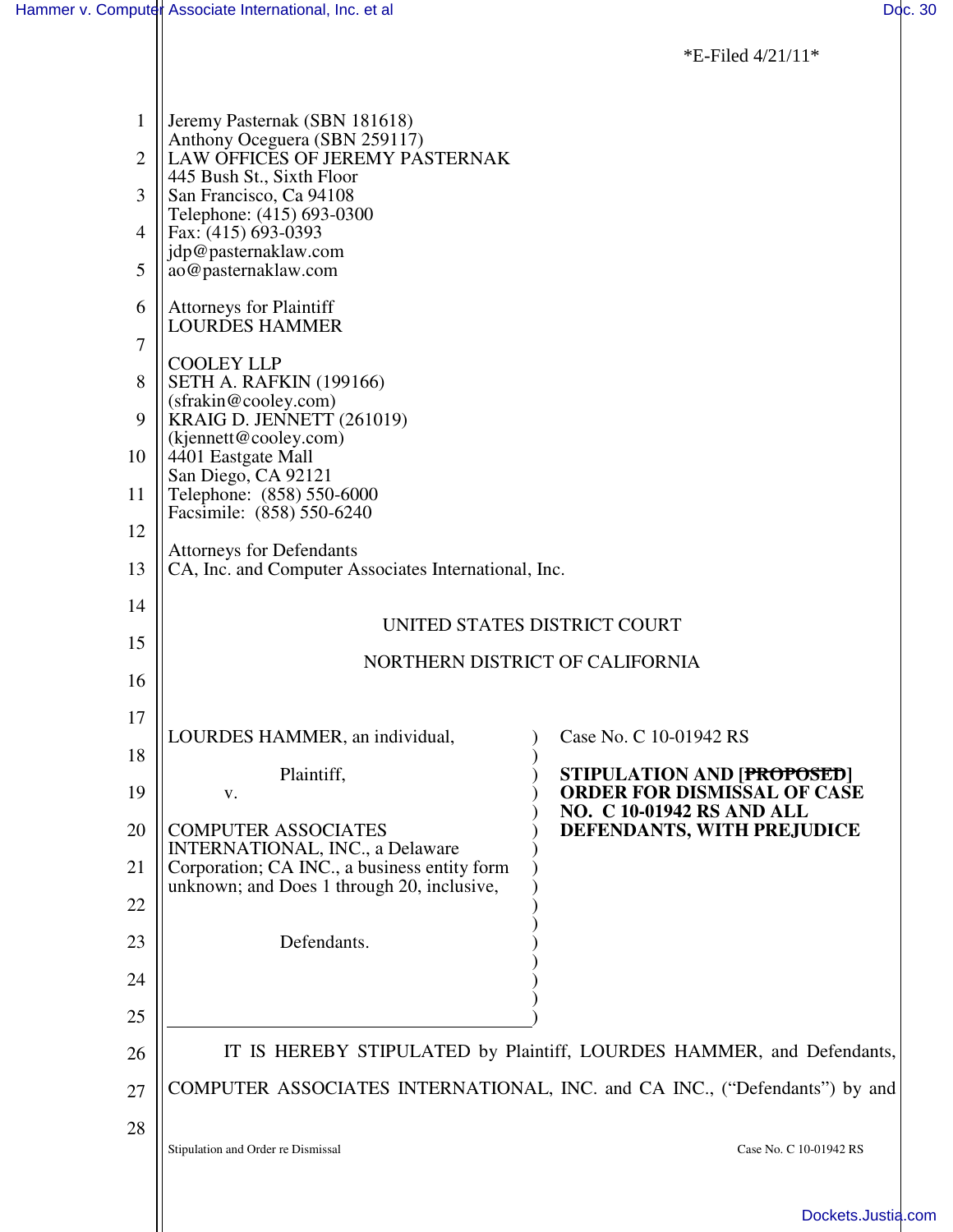*E-Filed 4/21/11*

Jeremy Pasternak (SBN 181618)
Anthony Oceguera (SBN 259117)
LAW OFFICES OF JEREMY PASTERNAK
445 Bush St., Sixth Floor
San Francisco, Ca 94108
Telephone: (415) 693-0300
Fax: (415) 693-0393
jdp@pasternaklaw.com
ao@pasternaklaw.com

Attorneys for Plaintiff
LOURDES HAMMER

COOLEY LLP
SETH A. RAFKIN (199166)
(sfrakin@cooley.com)
KRAIG D. JENNETT (261019)
(kjennett@cooley.com)
4401 Eastgate Mall
San Diego, CA 92121
Telephone: (858) 550-6000
Facsimile: (858) 550-6240

Attorneys for Defendants
CA, Inc. and Computer Associates International, Inc.

UNITED STATES DISTRICT COURT

NORTHERN DISTRICT OF CALIFORNIA

| | |
|---|---|
| LOURDES HAMMER, an individual,<br><br>Plaintiff,<br><br>v.<br><br>COMPUTER ASSOCIATES INTERNATIONAL, INC., a Delaware Corporation; CA INC., a business entity form unknown; and Does 1 through 20, inclusive,<br><br>Defendants. | Case No. C 10-01942 RS<br><br>**STIPULATION AND [~~PROPOSED~~] ORDER FOR DISMISSAL OF CASE NO. C 10-01942 RS AND ALL DEFENDANTS, WITH PREJUDICE** |

IT IS HEREBY STIPULATED by Plaintiff, LOURDES HAMMER, and Defendants, COMPUTER ASSOCIATES INTERNATIONAL, INC. and CA INC., ("Defendants") by and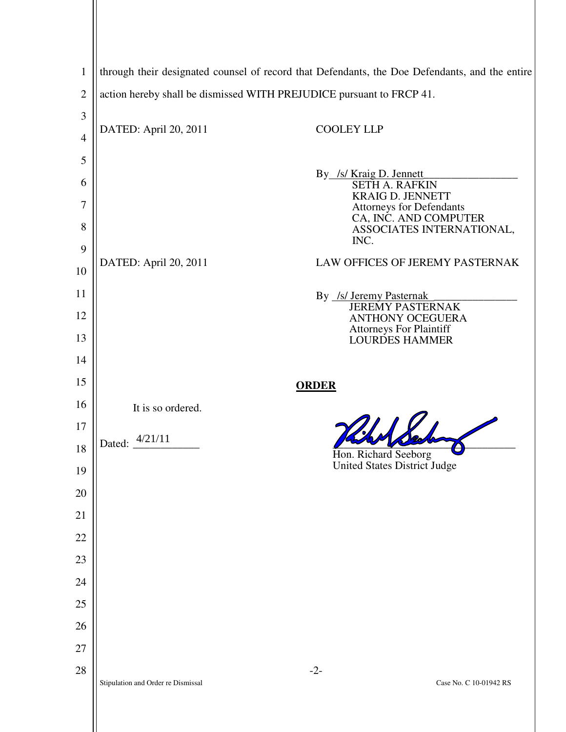through their designated counsel of record that Defendants, the Doe Defendants, and the entire action hereby shall be dismissed WITH PREJUDICE pursuant to FRCP 41.

DATED: April 20, 2011

COOLEY LLP

By /s/ Kraig D. Jennett
SETH A. RAFKIN
KRAIG D. JENNETT
Attorneys for Defendants
CA, INC. AND COMPUTER ASSOCIATES INTERNATIONAL, INC.

DATED: April 20, 2011

LAW OFFICES OF JEREMY PASTERNAK

By /s/ Jeremy Pasternak
JEREMY PASTERNAK
ANTHONY OCEGUERA
Attorneys For Plaintiff
LOURDES HAMMER

**ORDER**

It is so ordered.

Dated: 4/21/11

Hon. Richard Seeborg
United States District Judge

Stipulation and Order re Dismissal — Case No. C 10-01942 RS